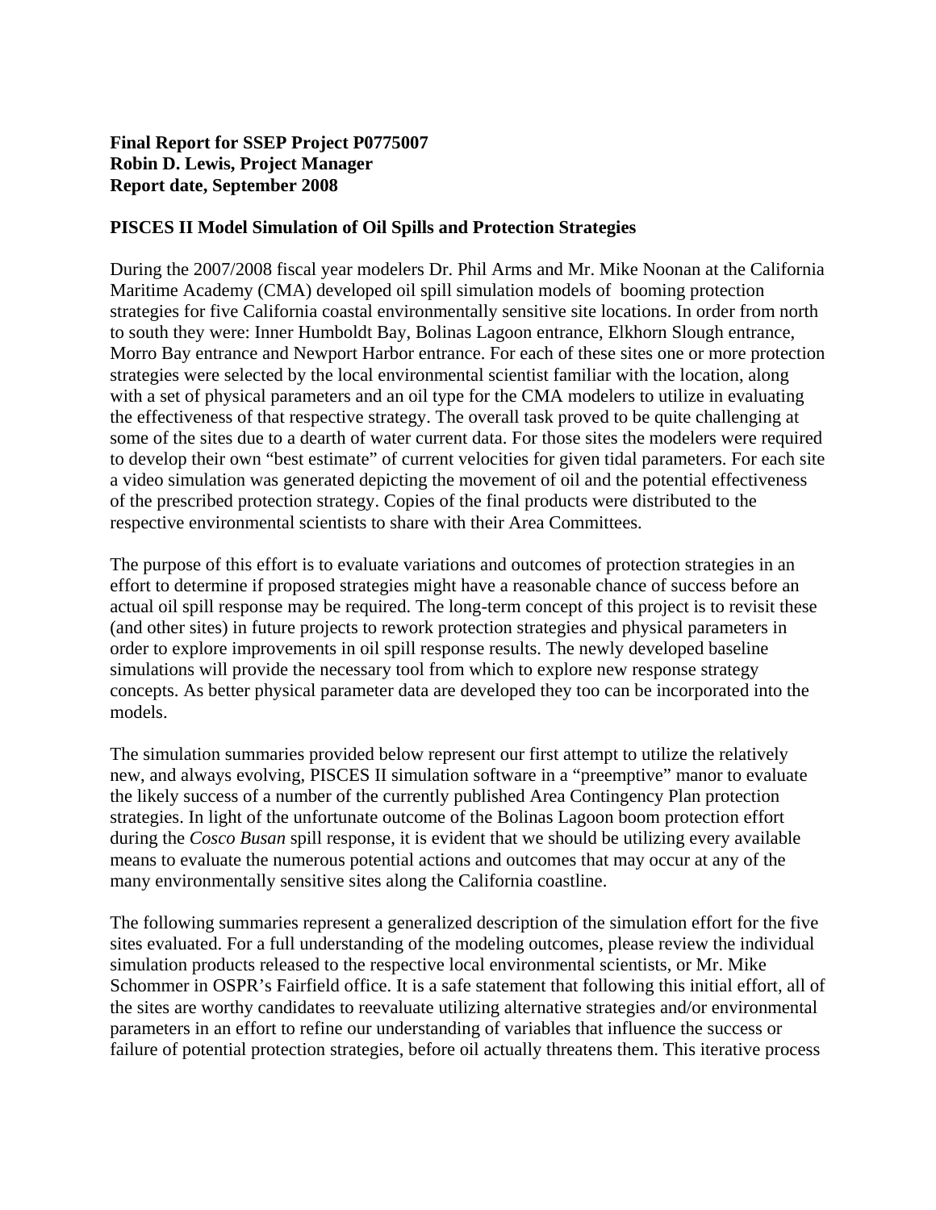**Final Report for SSEP Project P0775007**
**Robin D. Lewis, Project Manager**
**Report date, September 2008**

## PISCES II Model Simulation of Oil Spills and Protection Strategies

During the 2007/2008 fiscal year modelers Dr. Phil Arms and Mr. Mike Noonan at the California Maritime Academy (CMA) developed oil spill simulation models of booming protection strategies for five California coastal environmentally sensitive site locations. In order from north to south they were: Inner Humboldt Bay, Bolinas Lagoon entrance, Elkhorn Slough entrance, Morro Bay entrance and Newport Harbor entrance. For each of these sites one or more protection strategies were selected by the local environmental scientist familiar with the location, along with a set of physical parameters and an oil type for the CMA modelers to utilize in evaluating the effectiveness of that respective strategy. The overall task proved to be quite challenging at some of the sites due to a dearth of water current data. For those sites the modelers were required to develop their own "best estimate" of current velocities for given tidal parameters. For each site a video simulation was generated depicting the movement of oil and the potential effectiveness of the prescribed protection strategy. Copies of the final products were distributed to the respective environmental scientists to share with their Area Committees.

The purpose of this effort is to evaluate variations and outcomes of protection strategies in an effort to determine if proposed strategies might have a reasonable chance of success before an actual oil spill response may be required. The long-term concept of this project is to revisit these (and other sites) in future projects to rework protection strategies and physical parameters in order to explore improvements in oil spill response results. The newly developed baseline simulations will provide the necessary tool from which to explore new response strategy concepts. As better physical parameter data are developed they too can be incorporated into the models.

The simulation summaries provided below represent our first attempt to utilize the relatively new, and always evolving, PISCES II simulation software in a "preemptive" manor to evaluate the likely success of a number of the currently published Area Contingency Plan protection strategies. In light of the unfortunate outcome of the Bolinas Lagoon boom protection effort during the *Cosco Busan* spill response, it is evident that we should be utilizing every available means to evaluate the numerous potential actions and outcomes that may occur at any of the many environmentally sensitive sites along the California coastline.

The following summaries represent a generalized description of the simulation effort for the five sites evaluated. For a full understanding of the modeling outcomes, please review the individual simulation products released to the respective local environmental scientists, or Mr. Mike Schommer in OSPR's Fairfield office. It is a safe statement that following this initial effort, all of the sites are worthy candidates to reevaluate utilizing alternative strategies and/or environmental parameters in an effort to refine our understanding of variables that influence the success or failure of potential protection strategies, before oil actually threatens them. This iterative process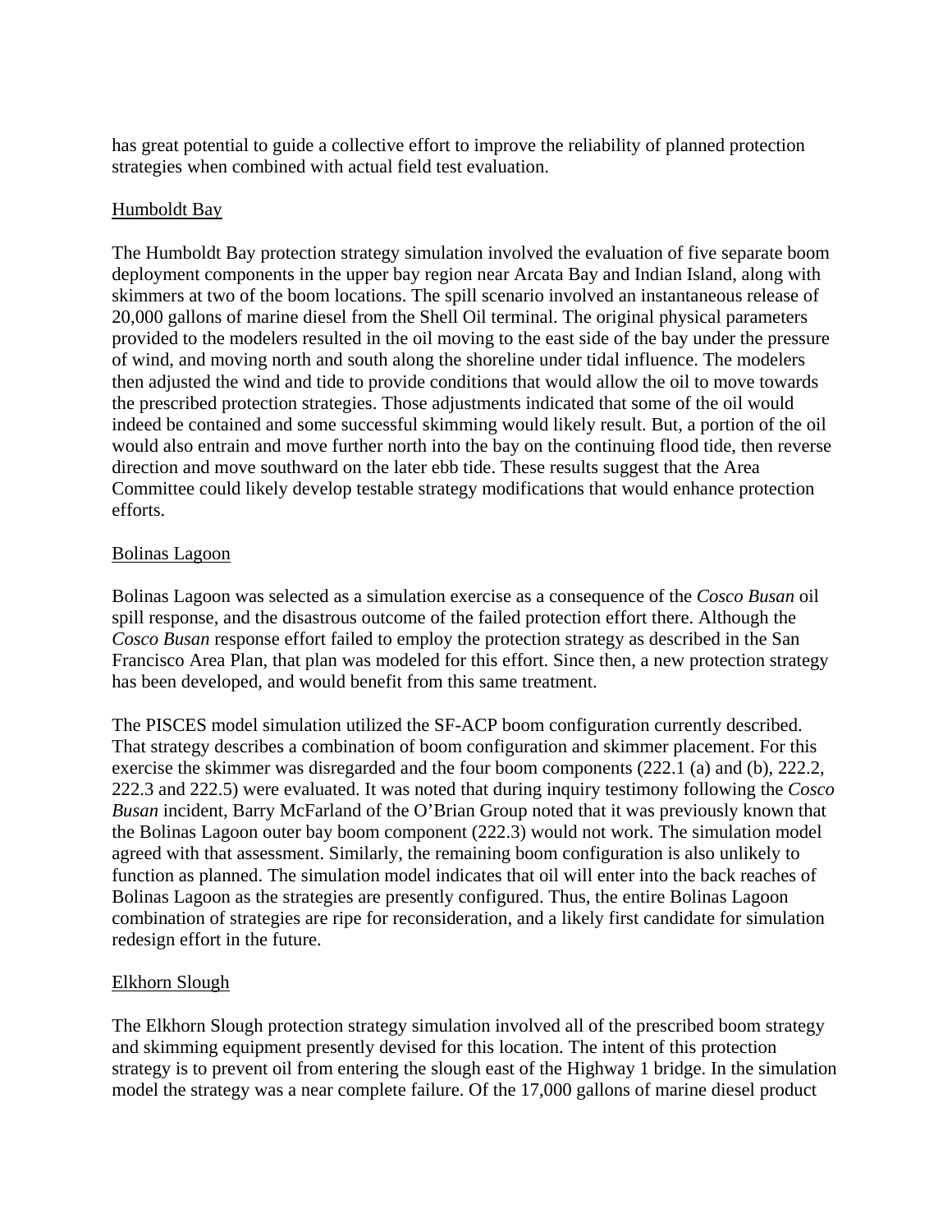has great potential to guide a collective effort to improve the reliability of planned protection strategies when combined with actual field test evaluation.

Humboldt Bay

The Humboldt Bay protection strategy simulation involved the evaluation of five separate boom deployment components in the upper bay region near Arcata Bay and Indian Island, along with skimmers at two of the boom locations. The spill scenario involved an instantaneous release of 20,000 gallons of marine diesel from the Shell Oil terminal. The original physical parameters provided to the modelers resulted in the oil moving to the east side of the bay under the pressure of wind, and moving north and south along the shoreline under tidal influence. The modelers then adjusted the wind and tide to provide conditions that would allow the oil to move towards the prescribed protection strategies. Those adjustments indicated that some of the oil would indeed be contained and some successful skimming would likely result. But, a portion of the oil would also entrain and move further north into the bay on the continuing flood tide, then reverse direction and move southward on the later ebb tide. These results suggest that the Area Committee could likely develop testable strategy modifications that would enhance protection efforts.

Bolinas Lagoon

Bolinas Lagoon was selected as a simulation exercise as a consequence of the *Cosco Busan* oil spill response, and the disastrous outcome of the failed protection effort there. Although the *Cosco Busan* response effort failed to employ the protection strategy as described in the San Francisco Area Plan, that plan was modeled for this effort. Since then, a new protection strategy has been developed, and would benefit from this same treatment.

The PISCES model simulation utilized the SF-ACP boom configuration currently described. That strategy describes a combination of boom configuration and skimmer placement. For this exercise the skimmer was disregarded and the four boom components (222.1 (a) and (b), 222.2, 222.3 and 222.5) were evaluated. It was noted that during inquiry testimony following the *Cosco Busan* incident, Barry McFarland of the O'Brian Group noted that it was previously known that the Bolinas Lagoon outer bay boom component (222.3) would not work. The simulation model agreed with that assessment. Similarly, the remaining boom configuration is also unlikely to function as planned. The simulation model indicates that oil will enter into the back reaches of Bolinas Lagoon as the strategies are presently configured. Thus, the entire Bolinas Lagoon combination of strategies are ripe for reconsideration, and a likely first candidate for simulation redesign effort in the future.

Elkhorn Slough

The Elkhorn Slough protection strategy simulation involved all of the prescribed boom strategy and skimming equipment presently devised for this location. The intent of this protection strategy is to prevent oil from entering the slough east of the Highway 1 bridge. In the simulation model the strategy was a near complete failure. Of the 17,000 gallons of marine diesel product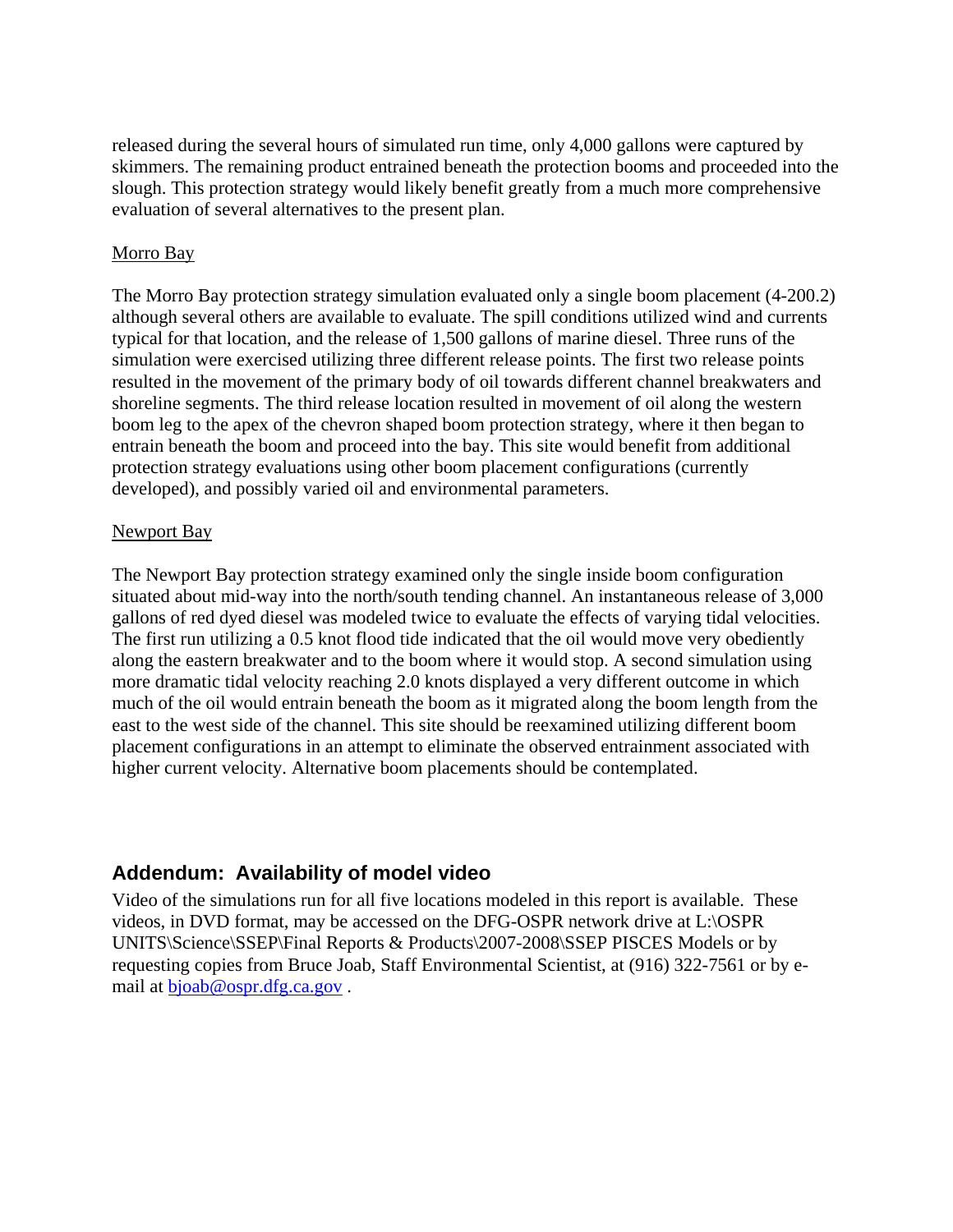released during the several hours of simulated run time, only 4,000 gallons were captured by skimmers. The remaining product entrained beneath the protection booms and proceeded into the slough. This protection strategy would likely benefit greatly from a much more comprehensive evaluation of several alternatives to the present plan.

Morro Bay

The Morro Bay protection strategy simulation evaluated only a single boom placement (4-200.2) although several others are available to evaluate. The spill conditions utilized wind and currents typical for that location, and the release of 1,500 gallons of marine diesel. Three runs of the simulation were exercised utilizing three different release points. The first two release points resulted in the movement of the primary body of oil towards different channel breakwaters and shoreline segments. The third release location resulted in movement of oil along the western boom leg to the apex of the chevron shaped boom protection strategy, where it then began to entrain beneath the boom and proceed into the bay. This site would benefit from additional protection strategy evaluations using other boom placement configurations (currently developed), and possibly varied oil and environmental parameters.

Newport Bay

The Newport Bay protection strategy examined only the single inside boom configuration situated about mid-way into the north/south tending channel. An instantaneous release of 3,000 gallons of red dyed diesel was modeled twice to evaluate the effects of varying tidal velocities. The first run utilizing a 0.5 knot flood tide indicated that the oil would move very obediently along the eastern breakwater and to the boom where it would stop. A second simulation using more dramatic tidal velocity reaching 2.0 knots displayed a very different outcome in which much of the oil would entrain beneath the boom as it migrated along the boom length from the east to the west side of the channel. This site should be reexamined utilizing different boom placement configurations in an attempt to eliminate the observed entrainment associated with higher current velocity. Alternative boom placements should be contemplated.

## Addendum: Availability of model video

Video of the simulations run for all five locations modeled in this report is available. These videos, in DVD format, may be accessed on the DFG-OSPR network drive at L:\OSPR UNITS\Science\SSEP\Final Reports & Products\2007-2008\SSEP PISCES Models or by requesting copies from Bruce Joab, Staff Environmental Scientist, at (916) 322-7561 or by e-mail at bjoab@ospr.dfg.ca.gov .